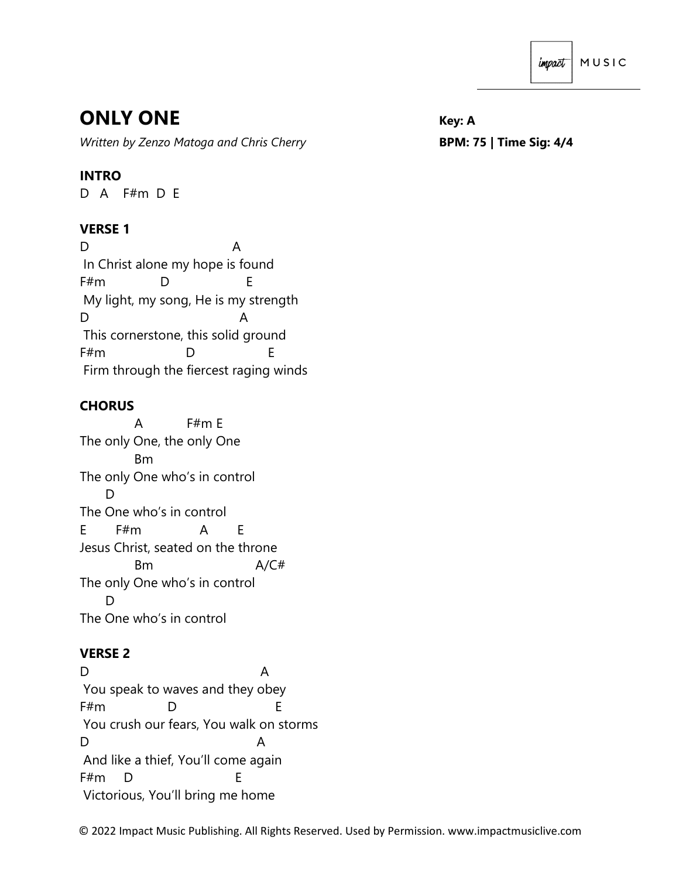# ONLY ONE

*Written by Zenzo Matoga and Chris Cherry*

**Key: A**
**BPM: 75 | Time Sig: 4/4**

### INTRO

```
D   A    F#m  D  E
```

### VERSE 1

```
D                            A
 In Christ alone my hope is found
F#m             D                E
 My light, my song, He is my strength
D                              A
 This cornerstone, this solid ground
F#m                 D                E
 Firm through the fiercest raging winds
```

### CHORUS

```
         A           F#m E
The only One, the only One
         Bm
The only One who's in control
     D
The One who's in control
E       F#m            A        E
Jesus Christ, seated on the throne
         Bm                  A/C#
The only One who's in control
     D
The One who's in control
```

### VERSE 2

```
D                                  A
 You speak to waves and they obey
F#m              D                    E
 You crush our fears, You walk on storms
D                                A
 And like a thief, You'll come again
F#m     D                    E
 Victorious, You'll bring me home
```

© 2022 Impact Music Publishing. All Rights Reserved. Used by Permission. www.impactmusiclive.com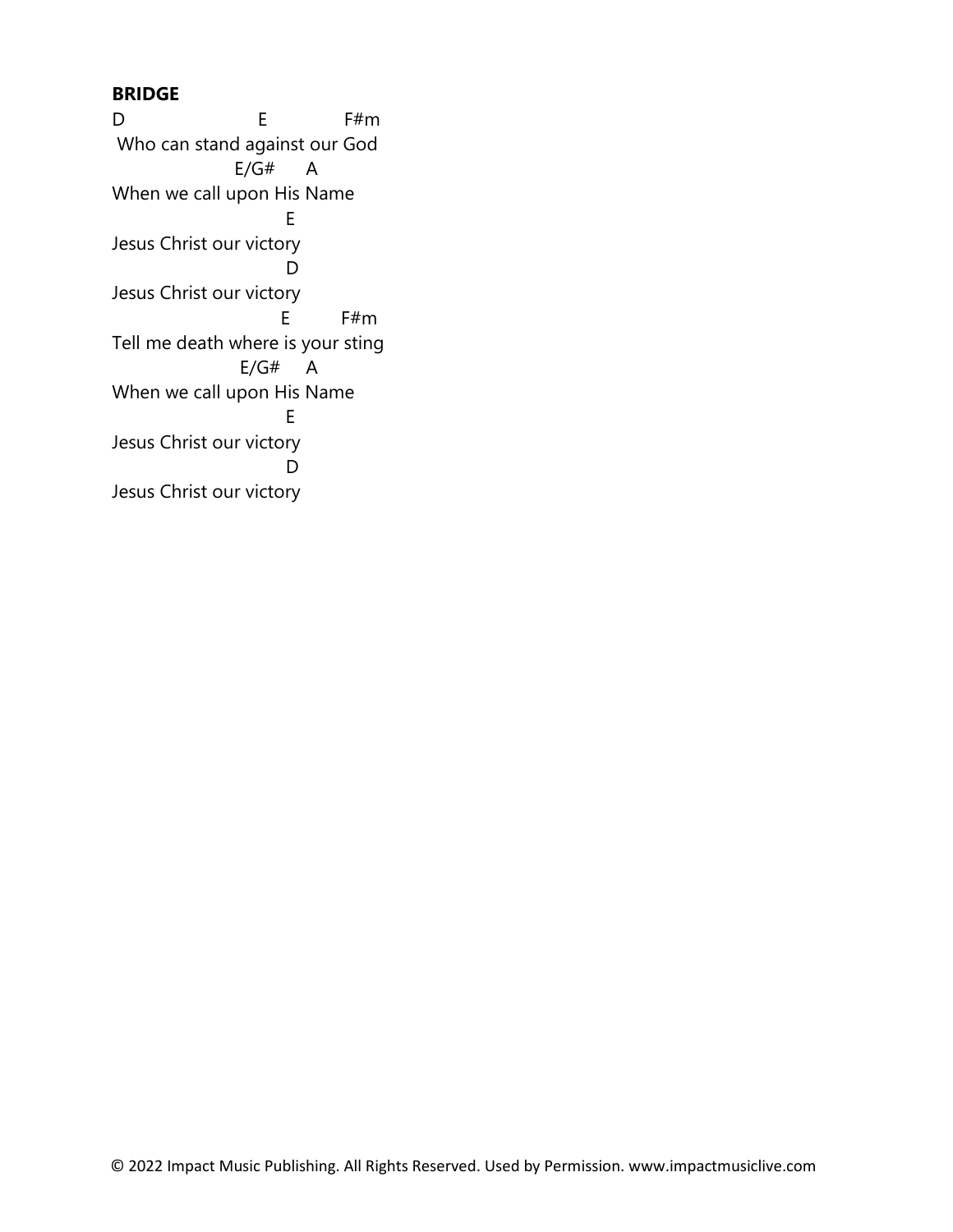**BRIDGE**

```
D                        E               F#m
 Who can stand against our God
                   E/G#      A
When we call upon His Name
                            E
Jesus Christ our victory
                            D
Jesus Christ our victory
                          E          F#m
Tell me death where is your sting
                   E/G#     A
When we call upon His Name
                            E
Jesus Christ our victory
                            D
Jesus Christ our victory
```

© 2022 Impact Music Publishing. All Rights Reserved. Used by Permission. www.impactmusiclive.com